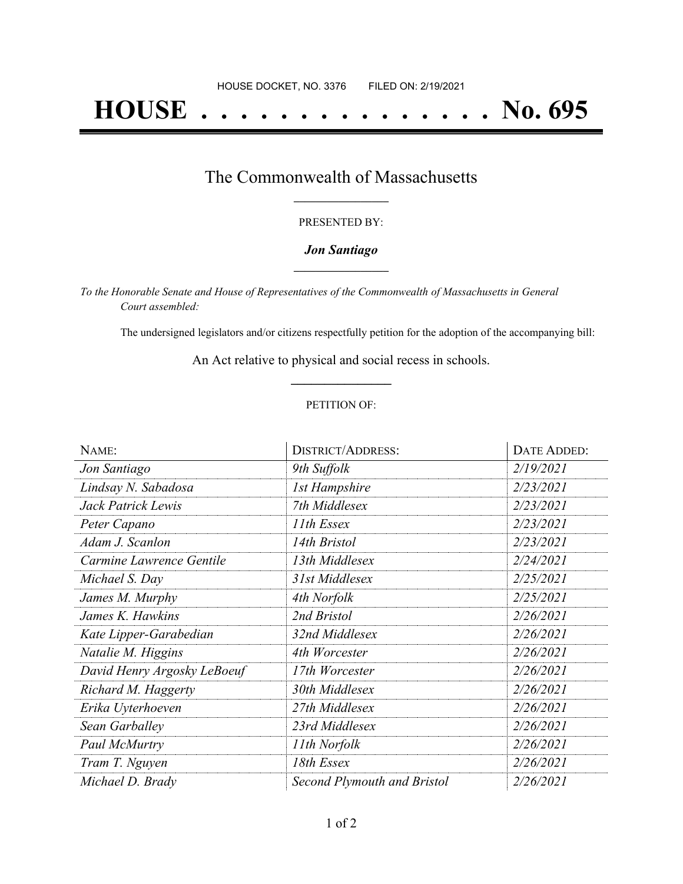HOUSE DOCKET, NO. 3376 FILED ON: 2/19/2021

# HOUSE . . . . . . . . . . . . . . . No. 695

## The Commonwealth of Massachusetts

PRESENTED BY:

***Jon Santiago***

*To the Honorable Senate and House of Representatives of the Commonwealth of Massachusetts in General Court assembled:*

The undersigned legislators and/or citizens respectfully petition for the adoption of the accompanying bill:

An Act relative to physical and social recess in schools.

PETITION OF:

| NAME: | DISTRICT/ADDRESS: | DATE ADDED: |
| --- | --- | --- |
| *Jon Santiago* | *9th Suffolk* | *2/19/2021* |
| *Lindsay N. Sabadosa* | *1st Hampshire* | *2/23/2021* |
| *Jack Patrick Lewis* | *7th Middlesex* | *2/23/2021* |
| *Peter Capano* | *11th Essex* | *2/23/2021* |
| *Adam J. Scanlon* | *14th Bristol* | *2/23/2021* |
| *Carmine Lawrence Gentile* | *13th Middlesex* | *2/24/2021* |
| *Michael S. Day* | *31st Middlesex* | *2/25/2021* |
| *James M. Murphy* | *4th Norfolk* | *2/25/2021* |
| *James K. Hawkins* | *2nd Bristol* | *2/26/2021* |
| *Kate Lipper-Garabedian* | *32nd Middlesex* | *2/26/2021* |
| *Natalie M. Higgins* | *4th Worcester* | *2/26/2021* |
| *David Henry Argosky LeBoeuf* | *17th Worcester* | *2/26/2021* |
| *Richard M. Haggerty* | *30th Middlesex* | *2/26/2021* |
| *Erika Uyterhoeven* | *27th Middlesex* | *2/26/2021* |
| *Sean Garballey* | *23rd Middlesex* | *2/26/2021* |
| *Paul McMurtry* | *11th Norfolk* | *2/26/2021* |
| *Tram T. Nguyen* | *18th Essex* | *2/26/2021* |
| *Michael D. Brady* | *Second Plymouth and Bristol* | *2/26/2021* |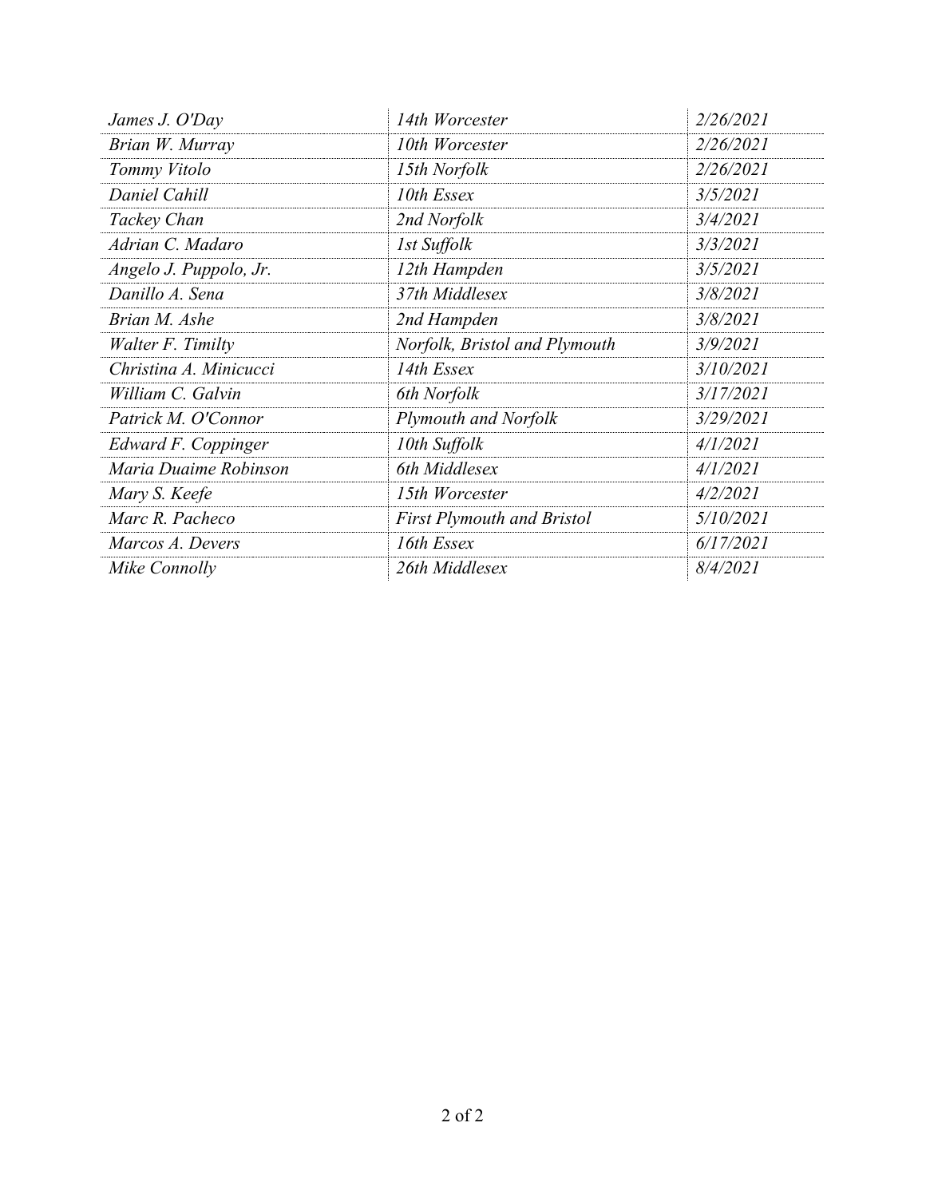| | | |
|---|---|---|
| *James J. O'Day* | *14th Worcester* | *2/26/2021* |
| *Brian W. Murray* | *10th Worcester* | *2/26/2021* |
| *Tommy Vitolo* | *15th Norfolk* | *2/26/2021* |
| *Daniel Cahill* | *10th Essex* | *3/5/2021* |
| *Tackey Chan* | *2nd Norfolk* | *3/4/2021* |
| *Adrian C. Madaro* | *1st Suffolk* | *3/3/2021* |
| *Angelo J. Puppolo, Jr.* | *12th Hampden* | *3/5/2021* |
| *Danillo A. Sena* | *37th Middlesex* | *3/8/2021* |
| *Brian M. Ashe* | *2nd Hampden* | *3/8/2021* |
| *Walter F. Timilty* | *Norfolk, Bristol and Plymouth* | *3/9/2021* |
| *Christina A. Minicucci* | *14th Essex* | *3/10/2021* |
| *William C. Galvin* | *6th Norfolk* | *3/17/2021* |
| *Patrick M. O'Connor* | *Plymouth and Norfolk* | *3/29/2021* |
| *Edward F. Coppinger* | *10th Suffolk* | *4/1/2021* |
| *Maria Duaime Robinson* | *6th Middlesex* | *4/1/2021* |
| *Mary S. Keefe* | *15th Worcester* | *4/2/2021* |
| *Marc R. Pacheco* | *First Plymouth and Bristol* | *5/10/2021* |
| *Marcos A. Devers* | *16th Essex* | *6/17/2021* |
| *Mike Connolly* | *26th Middlesex* | *8/4/2021* |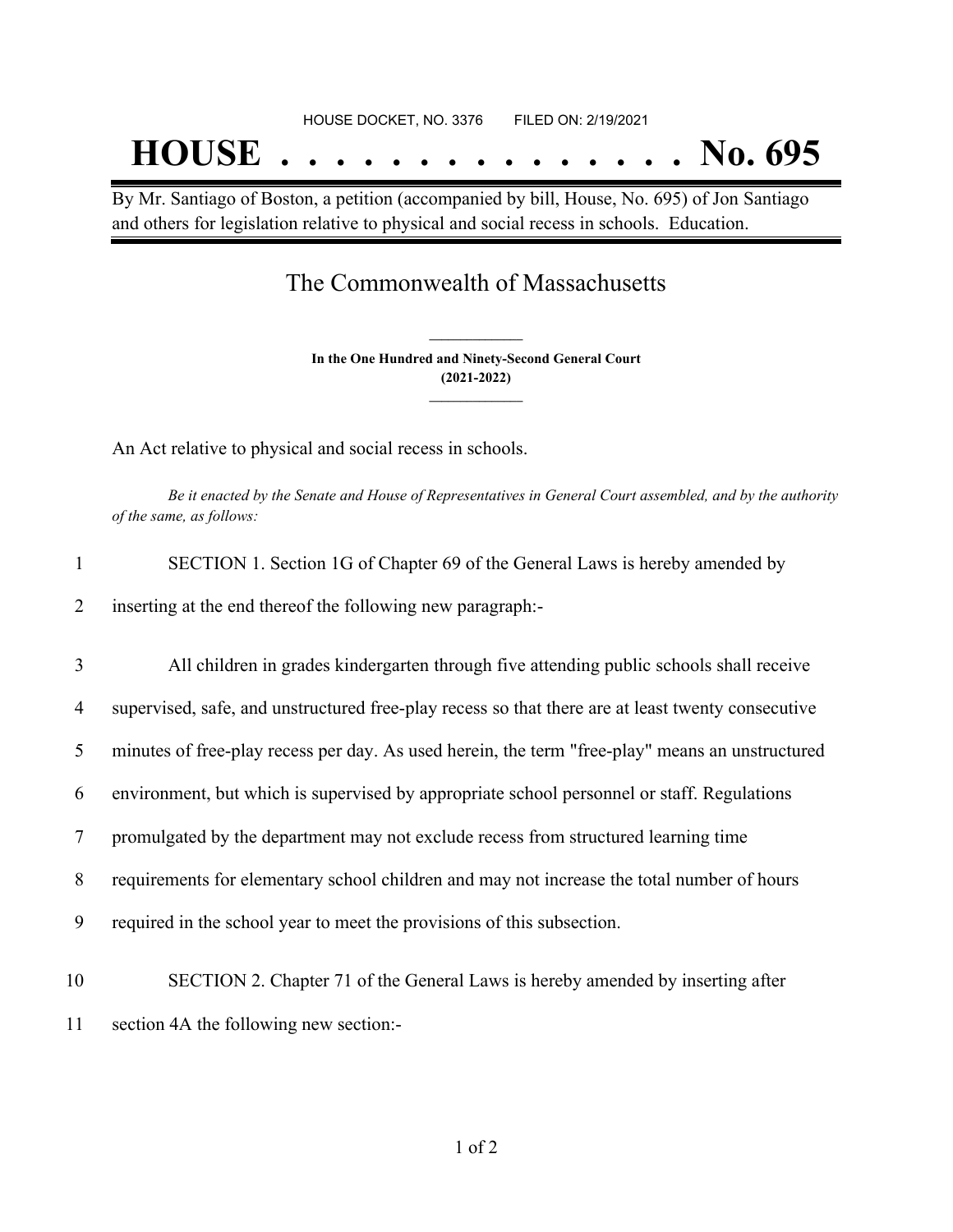HOUSE DOCKET, NO. 3376 FILED ON: 2/19/2021

# HOUSE . . . . . . . . . . . . . . . No. 695

By Mr. Santiago of Boston, a petition (accompanied by bill, House, No. 695) of Jon Santiago and others for legislation relative to physical and social recess in schools. Education.

## The Commonwealth of Massachusetts

**In the One Hundred and Ninety-Second General Court**
**(2021-2022)**

An Act relative to physical and social recess in schools.

*Be it enacted by the Senate and House of Representatives in General Court assembled, and by the authority of the same, as follows:*

1 SECTION 1. Section 1G of Chapter 69 of the General Laws is hereby amended by
2 inserting at the end thereof the following new paragraph:-

3 All children in grades kindergarten through five attending public schools shall receive
4 supervised, safe, and unstructured free-play recess so that there are at least twenty consecutive
5 minutes of free-play recess per day. As used herein, the term "free-play" means an unstructured
6 environment, but which is supervised by appropriate school personnel or staff. Regulations
7 promulgated by the department may not exclude recess from structured learning time
8 requirements for elementary school children and may not increase the total number of hours
9 required in the school year to meet the provisions of this subsection.

10 SECTION 2. Chapter 71 of the General Laws is hereby amended by inserting after
11 section 4A the following new section:-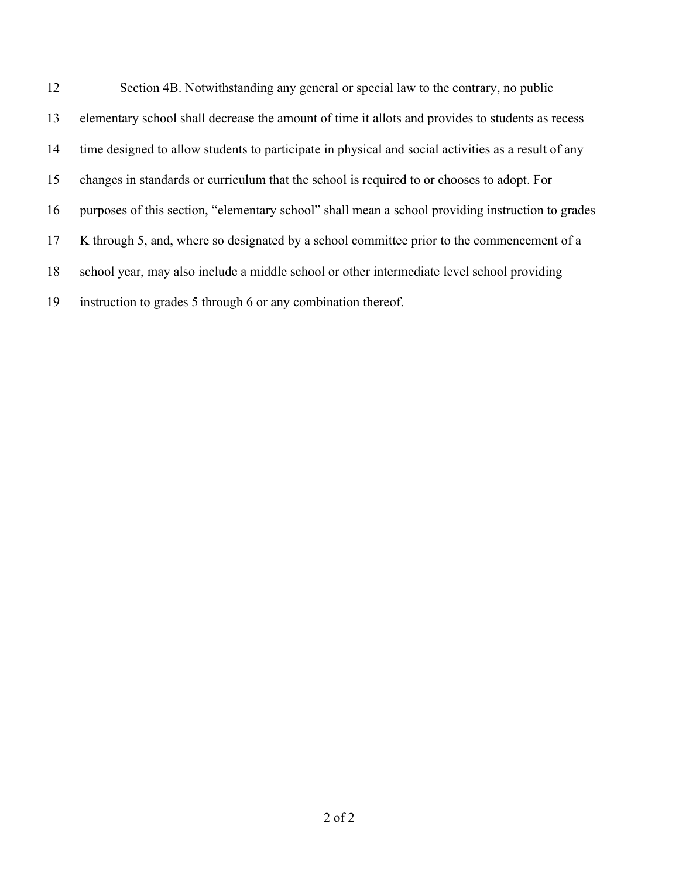Section 4B. Notwithstanding any general or special law to the contrary, no public elementary school shall decrease the amount of time it allots and provides to students as recess time designed to allow students to participate in physical and social activities as a result of any changes in standards or curriculum that the school is required to or chooses to adopt. For purposes of this section, "elementary school" shall mean a school providing instruction to grades K through 5, and, where so designated by a school committee prior to the commencement of a school year, may also include a middle school or other intermediate level school providing instruction to grades 5 through 6 or any combination thereof.